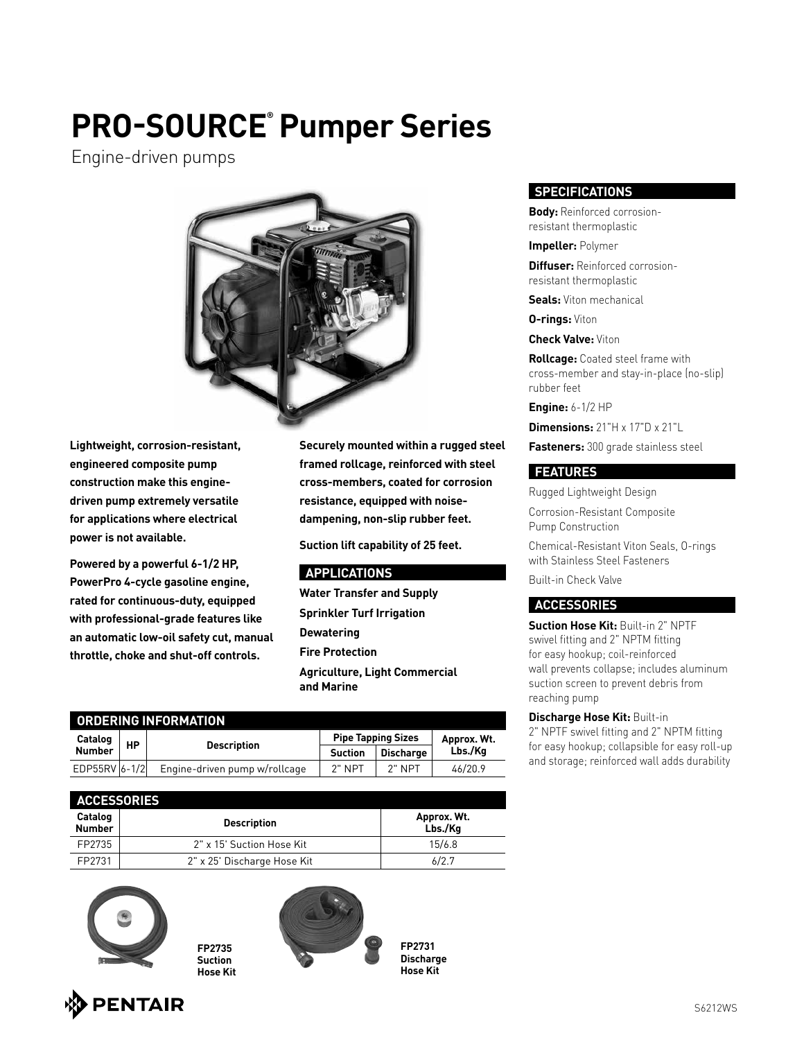# PRO-SOURCE® Pumper Series

Engine-driven pumps

**Lightweight, corrosion-resistant, engineered composite pump construction make this engine-driven pump extremely versatile for applications where electrical power is not available.**

**Powered by a powerful 6-1/2 HP, PowerPro 4-cycle gasoline engine, rated for continuous-duty, equipped with professional-grade features like an automatic low-oil safety cut, manual throttle, choke and shut-off controls.**

**Securely mounted within a rugged steel framed rollcage, reinforced with steel cross-members, coated for corrosion resistance, equipped with noise-dampening, non-slip rubber feet.**

**Suction lift capability of 25 feet.**

## APPLICATIONS

**Water Transfer and Supply**

**Sprinkler Turf Irrigation**

**Dewatering**

**Fire Protection**

**Agriculture, Light Commercial and Marine**

## SPECIFICATIONS

**Body:** Reinforced corrosion-resistant thermoplastic

**Impeller:** Polymer

**Diffuser:** Reinforced corrosion-resistant thermoplastic

**Seals:** Viton mechanical

**O-rings:** Viton

**Check Valve:** Viton

**Rollcage:** Coated steel frame with cross-member and stay-in-place (no-slip) rubber feet

**Engine:** 6-1/2 HP

**Dimensions:** 21"H x 17"D x 21"L

**Fasteners:** 300 grade stainless steel

## FEATURES

Rugged Lightweight Design

Corrosion-Resistant Composite Pump Construction

Chemical-Resistant Viton Seals, O-rings with Stainless Steel Fasteners

Built-in Check Valve

## ACCESSORIES

**Suction Hose Kit:** Built-in 2" NPTF swivel fitting and 2" NPTM fitting for easy hookup; coil-reinforced wall prevents collapse; includes aluminum suction screen to prevent debris from reaching pump

**Discharge Hose Kit:** Built-in 2" NPTF swivel fitting and 2" NPTM fitting for easy hookup; collapsible for easy roll-up and storage; reinforced wall adds durability

## ORDERING INFORMATION

| Catalog Number | HP | Description | Pipe Tapping Sizes | | Approx. Wt. Lbs./Kg |
|---|---|---|---|---|---|
| | | | Suction | Discharge | |
| EDP55RV | 6-1/2 | Engine-driven pump w/rollcage | 2" NPT | 2" NPT | 46/20.9 |

## ACCESSORIES

| Catalog Number | Description | Approx. Wt. Lbs./Kg |
|---|---|---|
| FP2735 | 2" x 15' Suction Hose Kit | 15/6.8 |
| FP2731 | 2" x 25' Discharge Hose Kit | 6/2.7 |

**FP2735 Suction Hose Kit**

**FP2731 Discharge Hose Kit**

PENTAIR

S6212WS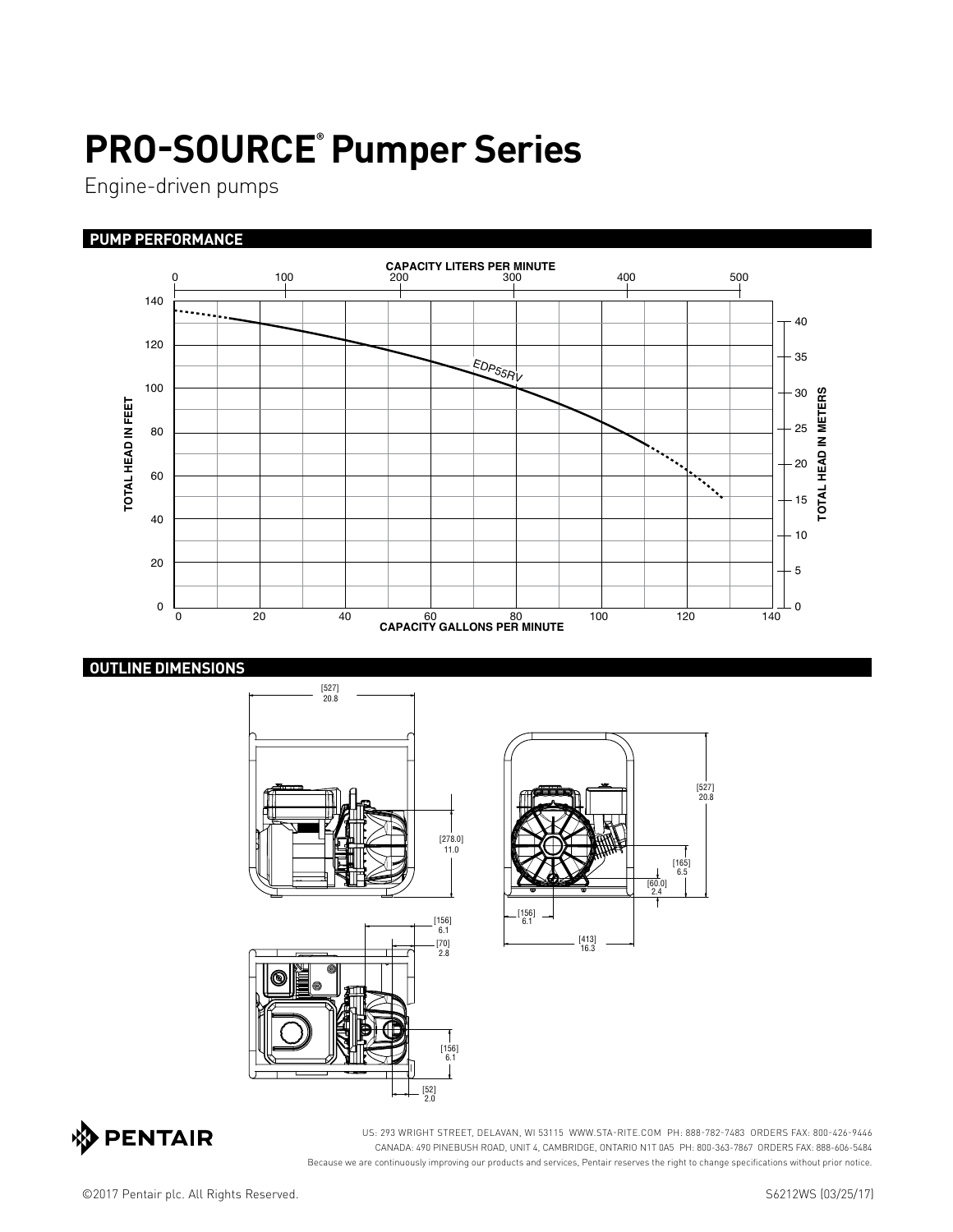# PRO-SOURCE® Pumper Series

Engine-driven pumps

## PUMP PERFORMANCE

CAPACITY LITERS PER MINUTE

0 100 200 300 400 500

TOTAL HEAD IN FEET

0 20 40 60 80 100 120 140

TOTAL HEAD IN METERS

0 5 10 15 20 25 30 35 40

EDP55RV

0 20 40 60 80 100 120 140

CAPACITY GALLONS PER MINUTE

## OUTLINE DIMENSIONS

[527]
20.8

[278.0]
11.0

[527]
20.8

[165]
6.5

[60.0]
2.4

[156]
6.1

[413]
16.3

[156]
6.1

[70]
2.8

[156]
6.1

[52]
2.0

PENTAIR

US: 293 WRIGHT STREET, DELAVAN, WI 53115 WWW.STA-RITE.COM PH: 888-782-7483 ORDERS FAX: 800-426-9446
CANADA: 490 PINEBUSH ROAD, UNIT 4, CAMBRIDGE, ONTARIO N1T 0A5 PH: 800-363-7867 ORDERS FAX: 888-606-5484
Because we are continuously improving our products and services, Pentair reserves the right to change specifications without prior notice.

©2017 Pentair plc. All Rights Reserved. S6212WS (03/25/17)